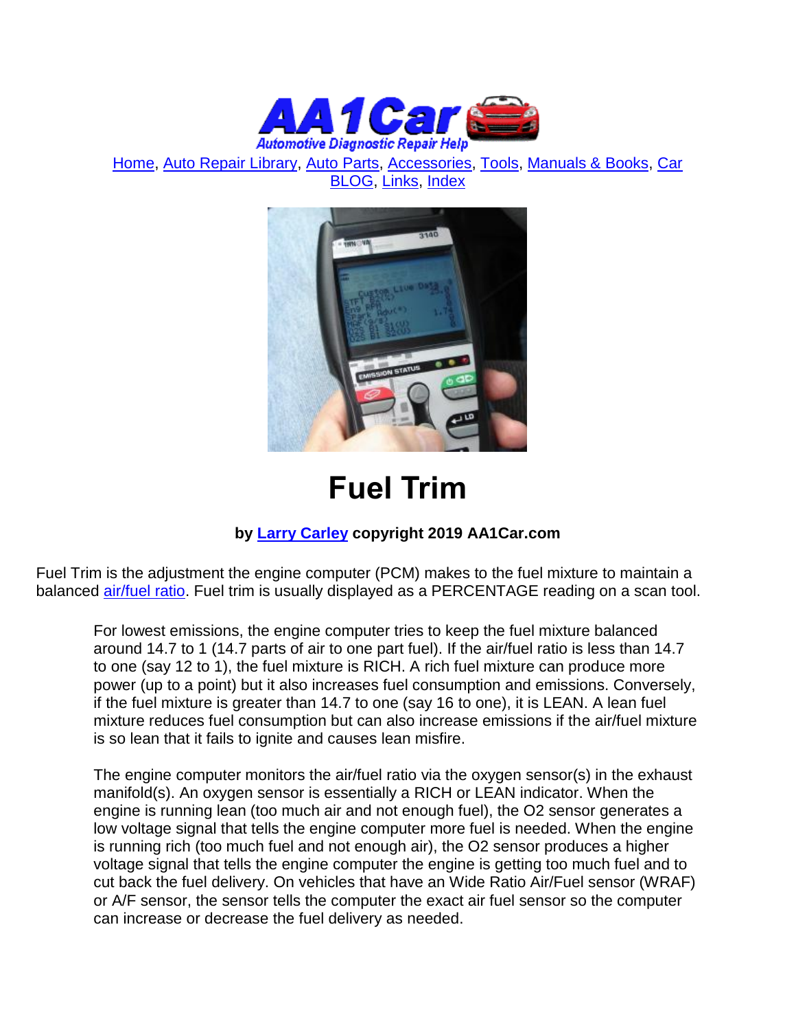Home, Auto Repair Library, Auto Parts, Accessories, Tools, Manuals & Books, Car BLOG, Links, Index

# Fuel Trim

**by Larry Carley copyright 2019 AA1Car.com**

Fuel Trim is the adjustment the engine computer (PCM) makes to the fuel mixture to maintain a balanced air/fuel ratio. Fuel trim is usually displayed as a PERCENTAGE reading on a scan tool.

For lowest emissions, the engine computer tries to keep the fuel mixture balanced around 14.7 to 1 (14.7 parts of air to one part fuel). If the air/fuel ratio is less than 14.7 to one (say 12 to 1), the fuel mixture is RICH. A rich fuel mixture can produce more power (up to a point) but it also increases fuel consumption and emissions. Conversely, if the fuel mixture is greater than 14.7 to one (say 16 to one), it is LEAN. A lean fuel mixture reduces fuel consumption but can also increase emissions if the air/fuel mixture is so lean that it fails to ignite and causes lean misfire.

The engine computer monitors the air/fuel ratio via the oxygen sensor(s) in the exhaust manifold(s). An oxygen sensor is essentially a RICH or LEAN indicator. When the engine is running lean (too much air and not enough fuel), the O2 sensor generates a low voltage signal that tells the engine computer more fuel is needed. When the engine is running rich (too much fuel and not enough air), the O2 sensor produces a higher voltage signal that tells the engine computer the engine is getting too much fuel and to cut back the fuel delivery. On vehicles that have an Wide Ratio Air/Fuel sensor (WRAF) or A/F sensor, the sensor tells the computer the exact air fuel sensor so the computer can increase or decrease the fuel delivery as needed.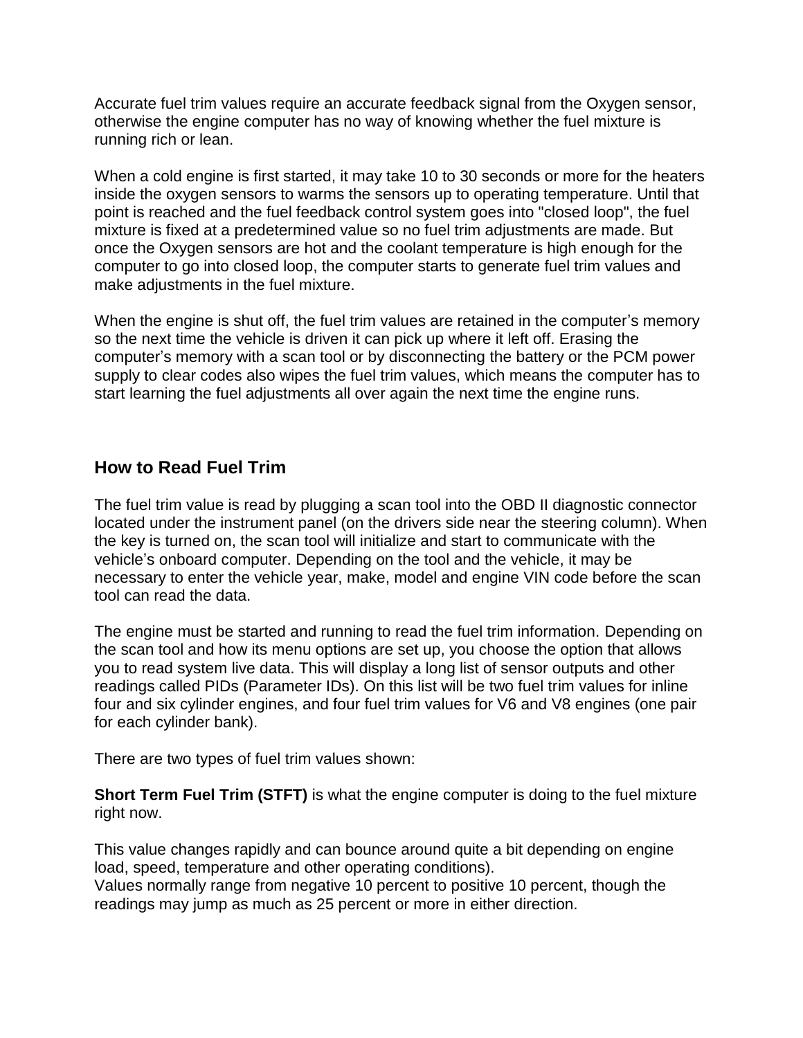Accurate fuel trim values require an accurate feedback signal from the Oxygen sensor, otherwise the engine computer has no way of knowing whether the fuel mixture is running rich or lean.

When a cold engine is first started, it may take 10 to 30 seconds or more for the heaters inside the oxygen sensors to warms the sensors up to operating temperature. Until that point is reached and the fuel feedback control system goes into "closed loop", the fuel mixture is fixed at a predetermined value so no fuel trim adjustments are made. But once the Oxygen sensors are hot and the coolant temperature is high enough for the computer to go into closed loop, the computer starts to generate fuel trim values and make adjustments in the fuel mixture.

When the engine is shut off, the fuel trim values are retained in the computer's memory so the next time the vehicle is driven it can pick up where it left off. Erasing the computer's memory with a scan tool or by disconnecting the battery or the PCM power supply to clear codes also wipes the fuel trim values, which means the computer has to start learning the fuel adjustments all over again the next time the engine runs.

## How to Read Fuel Trim

The fuel trim value is read by plugging a scan tool into the OBD II diagnostic connector located under the instrument panel (on the drivers side near the steering column). When the key is turned on, the scan tool will initialize and start to communicate with the vehicle's onboard computer. Depending on the tool and the vehicle, it may be necessary to enter the vehicle year, make, model and engine VIN code before the scan tool can read the data.

The engine must be started and running to read the fuel trim information. Depending on the scan tool and how its menu options are set up, you choose the option that allows you to read system live data. This will display a long list of sensor outputs and other readings called PIDs (Parameter IDs). On this list will be two fuel trim values for inline four and six cylinder engines, and four fuel trim values for V6 and V8 engines (one pair for each cylinder bank).

There are two types of fuel trim values shown:

**Short Term Fuel Trim (STFT)** is what the engine computer is doing to the fuel mixture right now.

This value changes rapidly and can bounce around quite a bit depending on engine load, speed, temperature and other operating conditions).
Values normally range from negative 10 percent to positive 10 percent, though the readings may jump as much as 25 percent or more in either direction.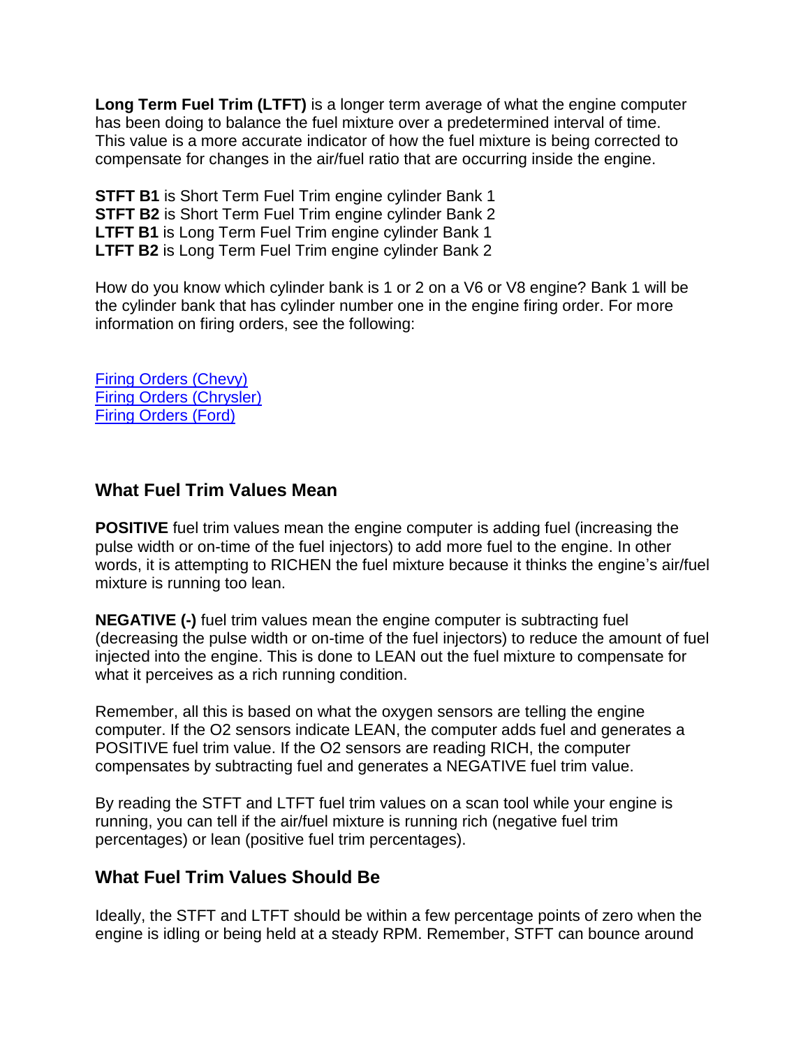**Long Term Fuel Trim (LTFT)** is a longer term average of what the engine computer has been doing to balance the fuel mixture over a predetermined interval of time. This value is a more accurate indicator of how the fuel mixture is being corrected to compensate for changes in the air/fuel ratio that are occurring inside the engine.

**STFT B1** is Short Term Fuel Trim engine cylinder Bank 1
**STFT B2** is Short Term Fuel Trim engine cylinder Bank 2
**LTFT B1** is Long Term Fuel Trim engine cylinder Bank 1
**LTFT B2** is Long Term Fuel Trim engine cylinder Bank 2

How do you know which cylinder bank is 1 or 2 on a V6 or V8 engine? Bank 1 will be the cylinder bank that has cylinder number one in the engine firing order. For more information on firing orders, see the following:

Firing Orders (Chevy)
Firing Orders (Chrysler)
Firing Orders (Ford)

## What Fuel Trim Values Mean

**POSITIVE** fuel trim values mean the engine computer is adding fuel (increasing the pulse width or on-time of the fuel injectors) to add more fuel to the engine. In other words, it is attempting to RICHEN the fuel mixture because it thinks the engine's air/fuel mixture is running too lean.

**NEGATIVE (-)** fuel trim values mean the engine computer is subtracting fuel (decreasing the pulse width or on-time of the fuel injectors) to reduce the amount of fuel injected into the engine. This is done to LEAN out the fuel mixture to compensate for what it perceives as a rich running condition.

Remember, all this is based on what the oxygen sensors are telling the engine computer. If the O2 sensors indicate LEAN, the computer adds fuel and generates a POSITIVE fuel trim value. If the O2 sensors are reading RICH, the computer compensates by subtracting fuel and generates a NEGATIVE fuel trim value.

By reading the STFT and LTFT fuel trim values on a scan tool while your engine is running, you can tell if the air/fuel mixture is running rich (negative fuel trim percentages) or lean (positive fuel trim percentages).

## What Fuel Trim Values Should Be

Ideally, the STFT and LTFT should be within a few percentage points of zero when the engine is idling or being held at a steady RPM. Remember, STFT can bounce around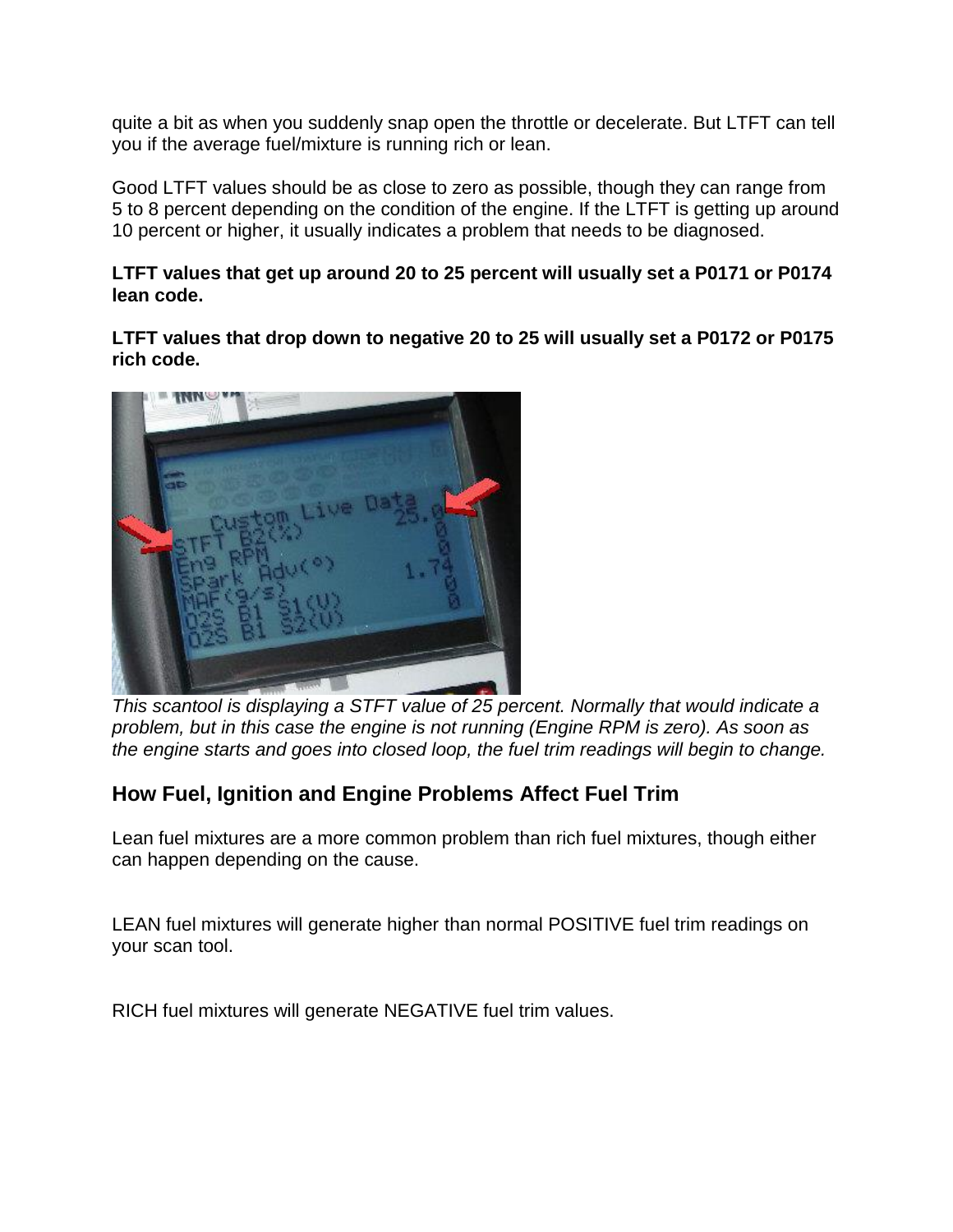quite a bit as when you suddenly snap open the throttle or decelerate. But LTFT can tell you if the average fuel/mixture is running rich or lean.

Good LTFT values should be as close to zero as possible, though they can range from 5 to 8 percent depending on the condition of the engine. If the LTFT is getting up around 10 percent or higher, it usually indicates a problem that needs to be diagnosed.

**LTFT values that get up around 20 to 25 percent will usually set a P0171 or P0174 lean code.**

**LTFT values that drop down to negative 20 to 25 will usually set a P0172 or P0175 rich code.**

*This scantool is displaying a STFT value of 25 percent. Normally that would indicate a problem, but in this case the engine is not running (Engine RPM is zero). As soon as the engine starts and goes into closed loop, the fuel trim readings will begin to change.*

## How Fuel, Ignition and Engine Problems Affect Fuel Trim

Lean fuel mixtures are a more common problem than rich fuel mixtures, though either can happen depending on the cause.

LEAN fuel mixtures will generate higher than normal POSITIVE fuel trim readings on your scan tool.

RICH fuel mixtures will generate NEGATIVE fuel trim values.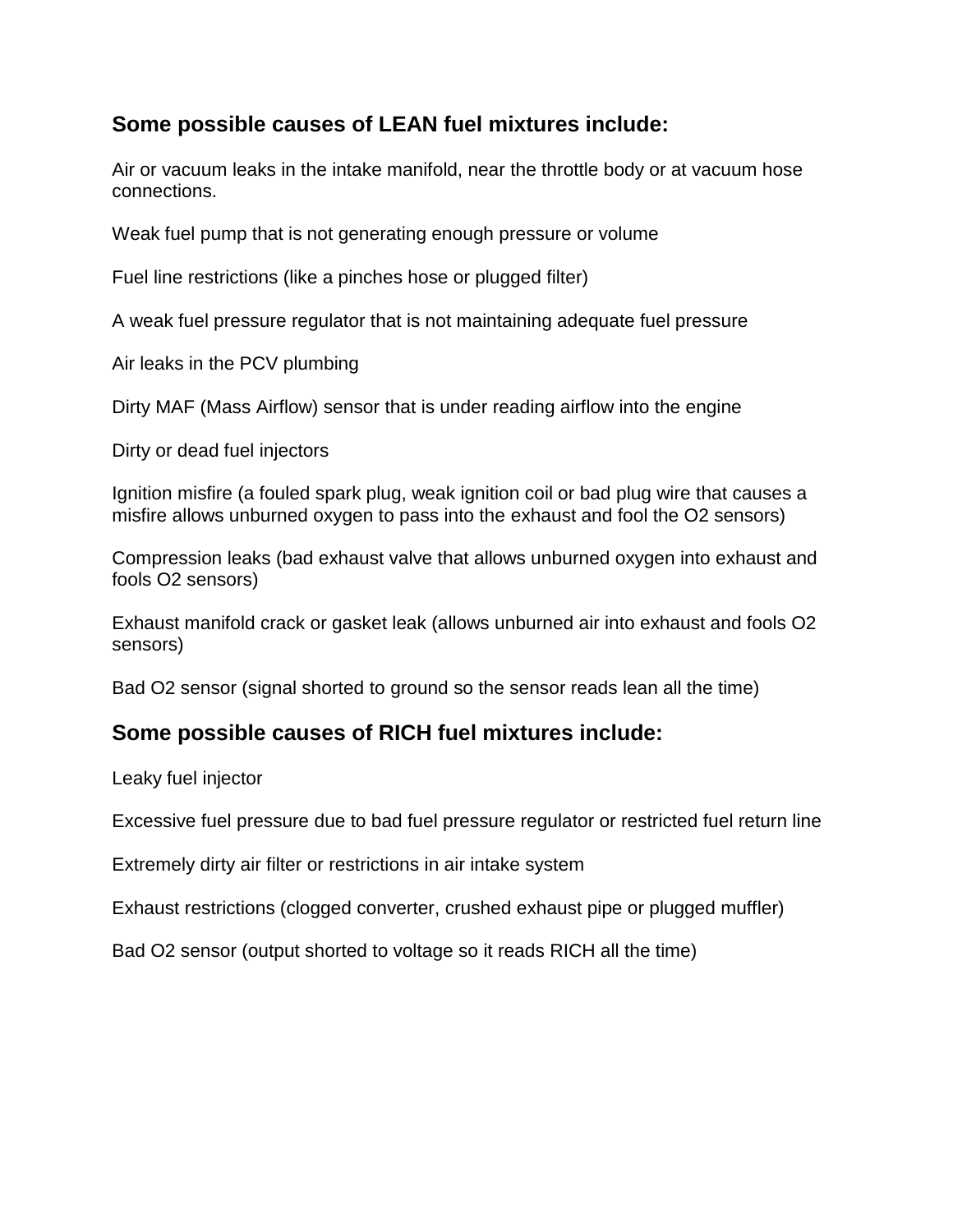## Some possible causes of LEAN fuel mixtures include:

Air or vacuum leaks in the intake manifold, near the throttle body or at vacuum hose connections.

Weak fuel pump that is not generating enough pressure or volume

Fuel line restrictions (like a pinches hose or plugged filter)

A weak fuel pressure regulator that is not maintaining adequate fuel pressure

Air leaks in the PCV plumbing

Dirty MAF (Mass Airflow) sensor that is under reading airflow into the engine

Dirty or dead fuel injectors

Ignition misfire (a fouled spark plug, weak ignition coil or bad plug wire that causes a misfire allows unburned oxygen to pass into the exhaust and fool the O2 sensors)

Compression leaks (bad exhaust valve that allows unburned oxygen into exhaust and fools O2 sensors)

Exhaust manifold crack or gasket leak (allows unburned air into exhaust and fools O2 sensors)

Bad O2 sensor (signal shorted to ground so the sensor reads lean all the time)

## Some possible causes of RICH fuel mixtures include:

Leaky fuel injector

Excessive fuel pressure due to bad fuel pressure regulator or restricted fuel return line

Extremely dirty air filter or restrictions in air intake system

Exhaust restrictions (clogged converter, crushed exhaust pipe or plugged muffler)

Bad O2 sensor (output shorted to voltage so it reads RICH all the time)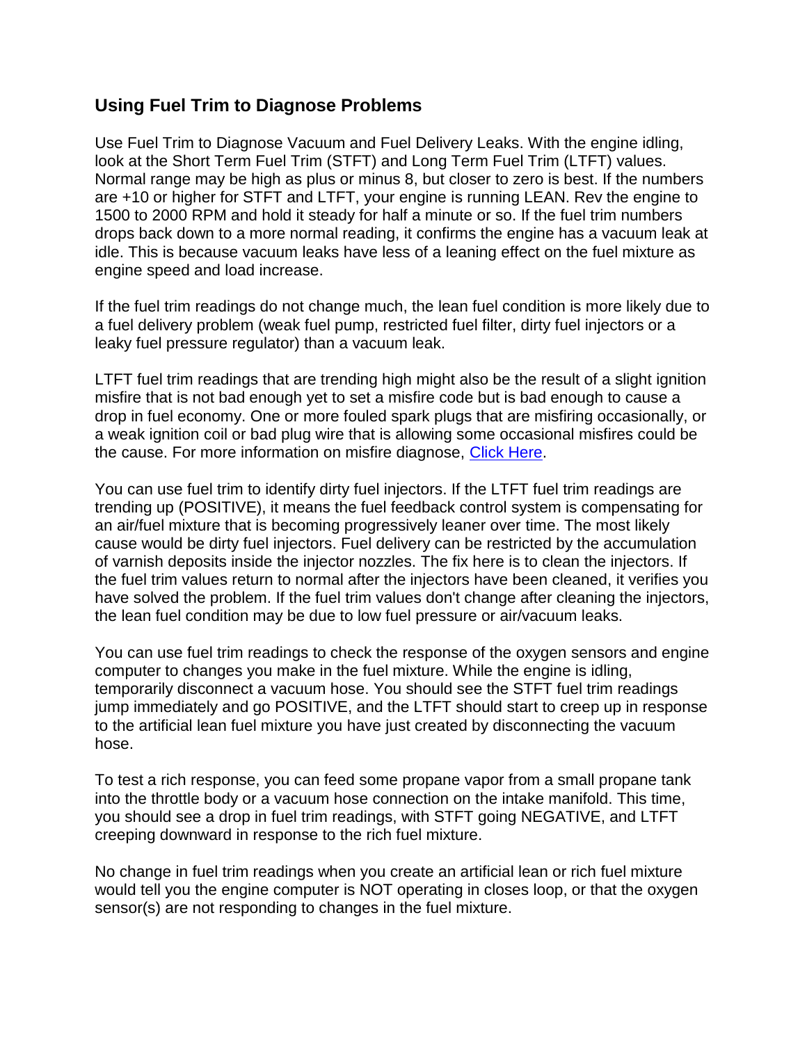## Using Fuel Trim to Diagnose Problems

Use Fuel Trim to Diagnose Vacuum and Fuel Delivery Leaks. With the engine idling, look at the Short Term Fuel Trim (STFT) and Long Term Fuel Trim (LTFT) values. Normal range may be high as plus or minus 8, but closer to zero is best. If the numbers are +10 or higher for STFT and LTFT, your engine is running LEAN. Rev the engine to 1500 to 2000 RPM and hold it steady for half a minute or so. If the fuel trim numbers drops back down to a more normal reading, it confirms the engine has a vacuum leak at idle. This is because vacuum leaks have less of a leaning effect on the fuel mixture as engine speed and load increase.

If the fuel trim readings do not change much, the lean fuel condition is more likely due to a fuel delivery problem (weak fuel pump, restricted fuel filter, dirty fuel injectors or a leaky fuel pressure regulator) than a vacuum leak.

LTFT fuel trim readings that are trending high might also be the result of a slight ignition misfire that is not bad enough yet to set a misfire code but is bad enough to cause a drop in fuel economy. One or more fouled spark plugs that are misfiring occasionally, or a weak ignition coil or bad plug wire that is allowing some occasional misfires could be the cause. For more information on misfire diagnose, Click Here.

You can use fuel trim to identify dirty fuel injectors. If the LTFT fuel trim readings are trending up (POSITIVE), it means the fuel feedback control system is compensating for an air/fuel mixture that is becoming progressively leaner over time. The most likely cause would be dirty fuel injectors. Fuel delivery can be restricted by the accumulation of varnish deposits inside the injector nozzles. The fix here is to clean the injectors. If the fuel trim values return to normal after the injectors have been cleaned, it verifies you have solved the problem. If the fuel trim values don't change after cleaning the injectors, the lean fuel condition may be due to low fuel pressure or air/vacuum leaks.

You can use fuel trim readings to check the response of the oxygen sensors and engine computer to changes you make in the fuel mixture. While the engine is idling, temporarily disconnect a vacuum hose. You should see the STFT fuel trim readings jump immediately and go POSITIVE, and the LTFT should start to creep up in response to the artificial lean fuel mixture you have just created by disconnecting the vacuum hose.

To test a rich response, you can feed some propane vapor from a small propane tank into the throttle body or a vacuum hose connection on the intake manifold. This time, you should see a drop in fuel trim readings, with STFT going NEGATIVE, and LTFT creeping downward in response to the rich fuel mixture.

No change in fuel trim readings when you create an artificial lean or rich fuel mixture would tell you the engine computer is NOT operating in closes loop, or that the oxygen sensor(s) are not responding to changes in the fuel mixture.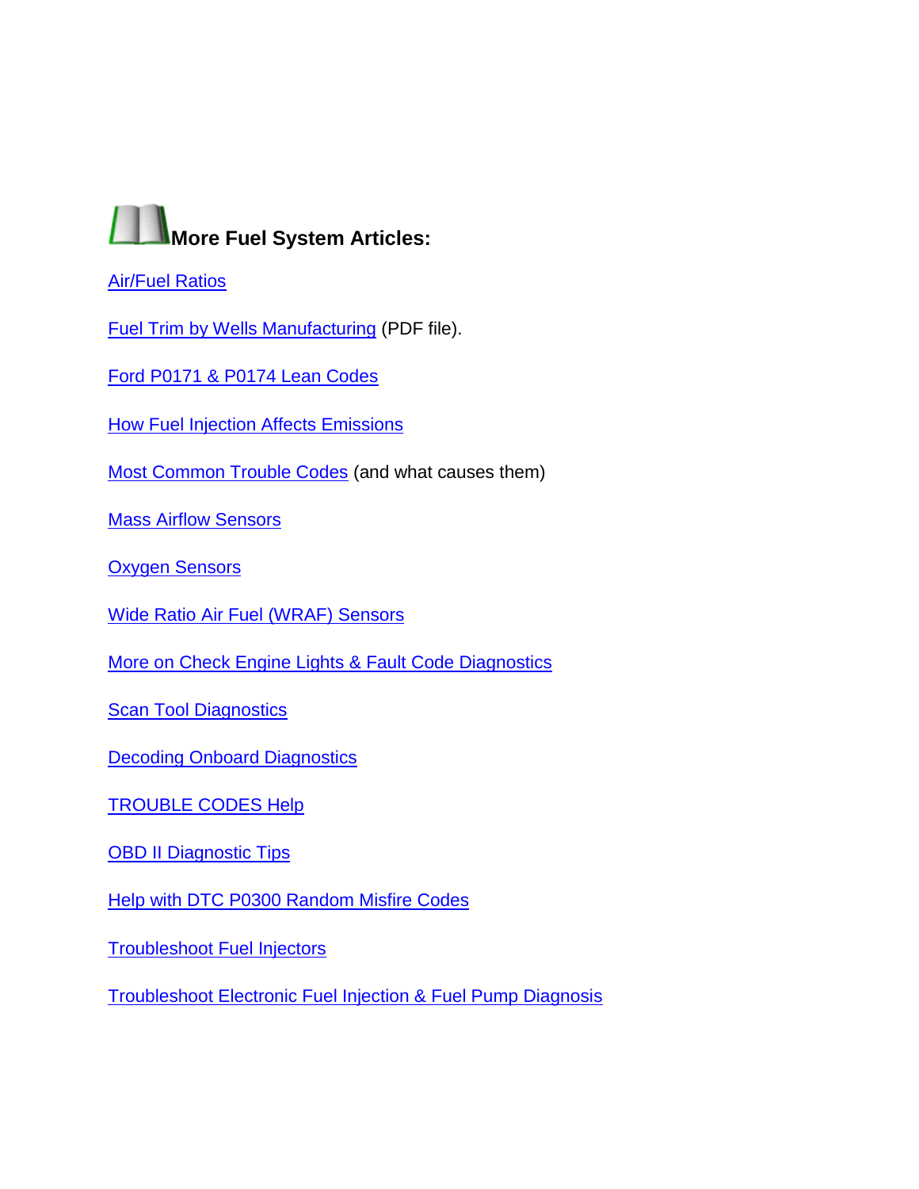## More Fuel System Articles:

Air/Fuel Ratios

Fuel Trim by Wells Manufacturing (PDF file).

Ford P0171 & P0174 Lean Codes

How Fuel Injection Affects Emissions

Most Common Trouble Codes (and what causes them)

Mass Airflow Sensors

Oxygen Sensors

Wide Ratio Air Fuel (WRAF) Sensors

More on Check Engine Lights & Fault Code Diagnostics

Scan Tool Diagnostics

Decoding Onboard Diagnostics

TROUBLE CODES Help

OBD II Diagnostic Tips

Help with DTC P0300 Random Misfire Codes

Troubleshoot Fuel Injectors

Troubleshoot Electronic Fuel Injection & Fuel Pump Diagnosis